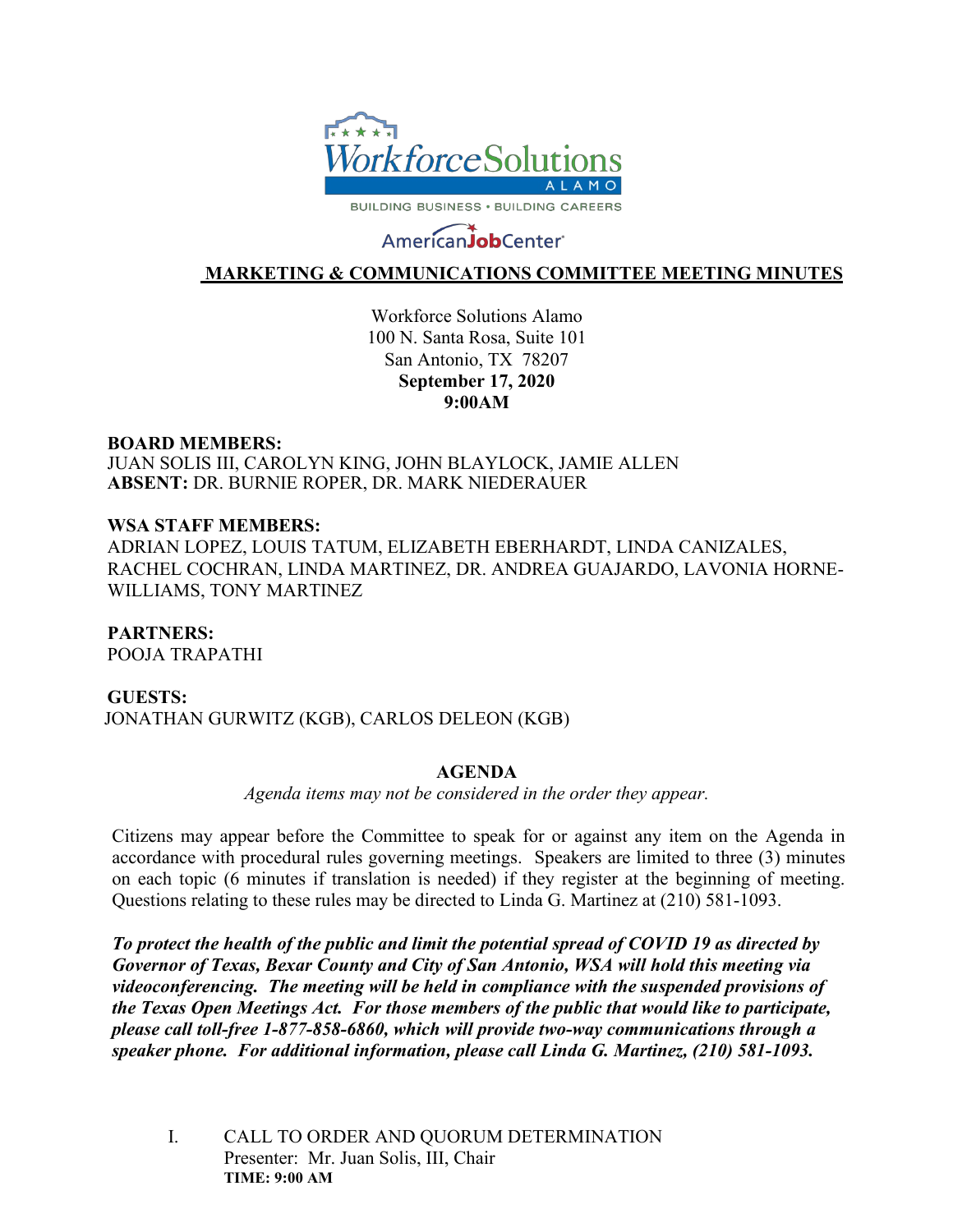Workforce Solutions ALAMO

BUILDING BUSINESS • BUILDING CAREERS

AmericanJobCenter

# MARKETING & COMMUNICATIONS COMMITTEE MEETING MINUTES

Workforce Solutions Alamo
100 N. Santa Rosa, Suite 101
San Antonio, TX 78207
**September 17, 2020**
**9:00AM**

**BOARD MEMBERS:**
JUAN SOLIS III, CAROLYN KING, JOHN BLAYLOCK, JAMIE ALLEN
**ABSENT:** DR. BURNIE ROPER, DR. MARK NIEDERAUER

**WSA STAFF MEMBERS:**
ADRIAN LOPEZ, LOUIS TATUM, ELIZABETH EBERHARDT, LINDA CANIZALES, RACHEL COCHRAN, LINDA MARTINEZ, DR. ANDREA GUAJARDO, LAVONIA HORNE-WILLIAMS, TONY MARTINEZ

**PARTNERS:**
POOJA TRAPATHI

**GUESTS:**
JONATHAN GURWITZ (KGB), CARLOS DELEON (KGB)

## AGENDA

*Agenda items may not be considered in the order they appear.*

Citizens may appear before the Committee to speak for or against any item on the Agenda in accordance with procedural rules governing meetings. Speakers are limited to three (3) minutes on each topic (6 minutes if translation is needed) if they register at the beginning of meeting. Questions relating to these rules may be directed to Linda G. Martinez at (210) 581-1093.

***To protect the health of the public and limit the potential spread of COVID 19 as directed by Governor of Texas, Bexar County and City of San Antonio, WSA will hold this meeting via videoconferencing. The meeting will be held in compliance with the suspended provisions of the Texas Open Meetings Act. For those members of the public that would like to participate, please call toll-free 1-877-858-6860, which will provide two-way communications through a speaker phone. For additional information, please call Linda G. Martinez, (210) 581-1093.***

I. CALL TO ORDER AND QUORUM DETERMINATION
Presenter: Mr. Juan Solis, III, Chair
**TIME: 9:00 AM**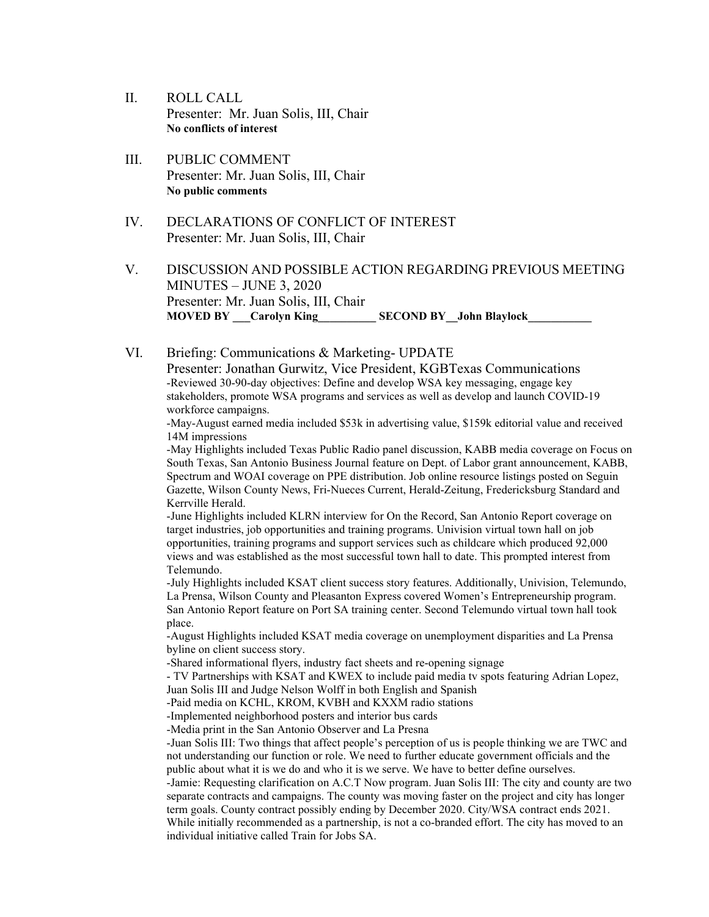II. ROLL CALL
Presenter: Mr. Juan Solis, III, Chair
**No conflicts of interest**

III. PUBLIC COMMENT
Presenter: Mr. Juan Solis, III, Chair
**No public comments**

IV. DECLARATIONS OF CONFLICT OF INTEREST
Presenter: Mr. Juan Solis, III, Chair

V. DISCUSSION AND POSSIBLE ACTION REGARDING PREVIOUS MEETING MINUTES – JUNE 3, 2020
Presenter: Mr. Juan Solis, III, Chair
**MOVED BY \_\_\_Carolyn King\_\_\_\_\_\_\_\_\_\_ SECOND BY\_\_John Blaylock\_\_\_\_\_\_\_\_\_\_\_**

VI. Briefing: Communications & Marketing- UPDATE
Presenter: Jonathan Gurwitz, Vice President, KGBTexas Communications

-Reviewed 30-90-day objectives: Define and develop WSA key messaging, engage key stakeholders, promote WSA programs and services as well as develop and launch COVID-19 workforce campaigns.

-May-August earned media included $53k in advertising value, $159k editorial value and received 14M impressions

-May Highlights included Texas Public Radio panel discussion, KABB media coverage on Focus on South Texas, San Antonio Business Journal feature on Dept. of Labor grant announcement, KABB, Spectrum and WOAI coverage on PPE distribution. Job online resource listings posted on Seguin Gazette, Wilson County News, Fri-Nueces Current, Herald-Zeitung, Fredericksburg Standard and Kerrville Herald.

-June Highlights included KLRN interview for On the Record, San Antonio Report coverage on target industries, job opportunities and training programs. Univision virtual town hall on job opportunities, training programs and support services such as childcare which produced 92,000 views and was established as the most successful town hall to date. This prompted interest from Telemundo.

-July Highlights included KSAT client success story features. Additionally, Univision, Telemundo, La Prensa, Wilson County and Pleasanton Express covered Women's Entrepreneurship program. San Antonio Report feature on Port SA training center. Second Telemundo virtual town hall took place.

-August Highlights included KSAT media coverage on unemployment disparities and La Prensa byline on client success story.

-Shared informational flyers, industry fact sheets and re-opening signage

- TV Partnerships with KSAT and KWEX to include paid media tv spots featuring Adrian Lopez, Juan Solis III and Judge Nelson Wolff in both English and Spanish

-Paid media on KCHL, KROM, KVBH and KXXM radio stations

-Implemented neighborhood posters and interior bus cards

-Media print in the San Antonio Observer and La Presna

-Juan Solis III: Two things that affect people's perception of us is people thinking we are TWC and not understanding our function or role. We need to further educate government officials and the public about what it is we do and who it is we serve. We have to better define ourselves.

-Jamie: Requesting clarification on A.C.T Now program. Juan Solis III: The city and county are two separate contracts and campaigns. The county was moving faster on the project and city has longer term goals. County contract possibly ending by December 2020. City/WSA contract ends 2021. While initially recommended as a partnership, is not a co-branded effort. The city has moved to an individual initiative called Train for Jobs SA.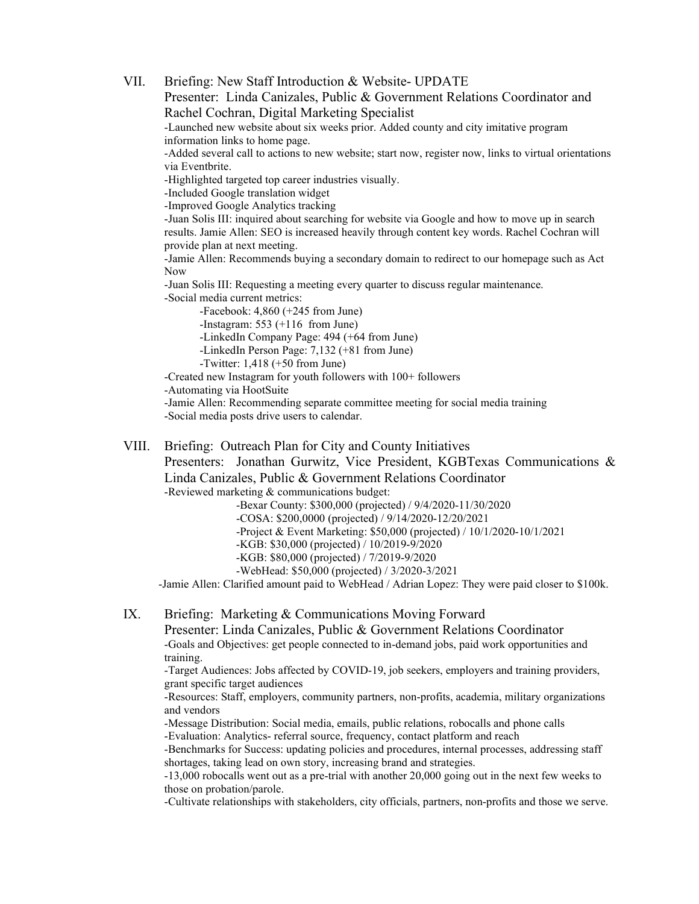VII. Briefing: New Staff Introduction & Website- UPDATE
Presenter: Linda Canizales, Public & Government Relations Coordinator and Rachel Cochran, Digital Marketing Specialist

-Launched new website about six weeks prior. Added county and city imitative program information links to home page.
-Added several call to actions to new website; start now, register now, links to virtual orientations via Eventbrite.
-Highlighted targeted top career industries visually.
-Included Google translation widget
-Improved Google Analytics tracking
-Juan Solis III: inquired about searching for website via Google and how to move up in search results. Jamie Allen: SEO is increased heavily through content key words. Rachel Cochran will provide plan at next meeting.
-Jamie Allen: Recommends buying a secondary domain to redirect to our homepage such as Act Now
-Juan Solis III: Requesting a meeting every quarter to discuss regular maintenance.
-Social media current metrics:
    -Facebook: 4,860 (+245 from June)
    -Instagram: 553 (+116 from June)
    -LinkedIn Company Page: 494 (+64 from June)
    -LinkedIn Person Page: 7,132 (+81 from June)
    -Twitter: 1,418 (+50 from June)
-Created new Instagram for youth followers with 100+ followers
-Automating via HootSuite
-Jamie Allen: Recommending separate committee meeting for social media training
-Social media posts drive users to calendar.

VIII. Briefing: Outreach Plan for City and County Initiatives
Presenters: Jonathan Gurwitz, Vice President, KGBTexas Communications & Linda Canizales, Public & Government Relations Coordinator

-Reviewed marketing & communications budget:
    -Bexar County: $300,000 (projected) / 9/4/2020-11/30/2020
    -COSA: $200,0000 (projected) / 9/14/2020-12/20/2021
    -Project & Event Marketing: $50,000 (projected) / 10/1/2020-10/1/2021
    -KGB: $30,000 (projected) / 10/2019-9/2020
    -KGB: $80,000 (projected) / 7/2019-9/2020
    -WebHead: $50,000 (projected) / 3/2020-3/2021
-Jamie Allen: Clarified amount paid to WebHead / Adrian Lopez: They were paid closer to $100k.

IX. Briefing: Marketing & Communications Moving Forward
Presenter: Linda Canizales, Public & Government Relations Coordinator

-Goals and Objectives: get people connected to in-demand jobs, paid work opportunities and training.
-Target Audiences: Jobs affected by COVID-19, job seekers, employers and training providers, grant specific target audiences
-Resources: Staff, employers, community partners, non-profits, academia, military organizations and vendors
-Message Distribution: Social media, emails, public relations, robocalls and phone calls
-Evaluation: Analytics- referral source, frequency, contact platform and reach
-Benchmarks for Success: updating policies and procedures, internal processes, addressing staff shortages, taking lead on own story, increasing brand and strategies.
-13,000 robocalls went out as a pre-trial with another 20,000 going out in the next few weeks to those on probation/parole.
-Cultivate relationships with stakeholders, city officials, partners, non-profits and those we serve.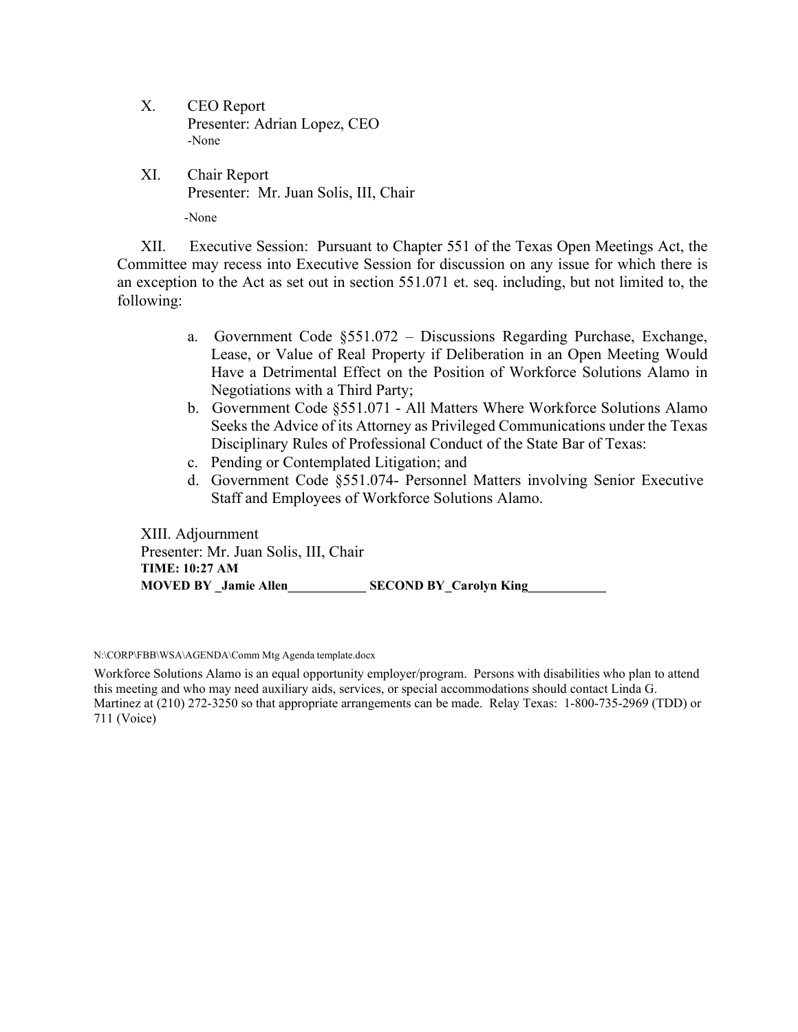X. CEO Report
Presenter: Adrian Lopez, CEO
-None

XI. Chair Report
Presenter: Mr. Juan Solis, III, Chair
-None

XII. Executive Session: Pursuant to Chapter 551 of the Texas Open Meetings Act, the Committee may recess into Executive Session for discussion on any issue for which there is an exception to the Act as set out in section 551.071 et. seq. including, but not limited to, the following:

a. Government Code §551.072 – Discussions Regarding Purchase, Exchange, Lease, or Value of Real Property if Deliberation in an Open Meeting Would Have a Detrimental Effect on the Position of Workforce Solutions Alamo in Negotiations with a Third Party;
b. Government Code §551.071 - All Matters Where Workforce Solutions Alamo Seeks the Advice of its Attorney as Privileged Communications under the Texas Disciplinary Rules of Professional Conduct of the State Bar of Texas:
c. Pending or Contemplated Litigation; and
d. Government Code §551.074- Personnel Matters involving Senior Executive Staff and Employees of Workforce Solutions Alamo.

XIII. Adjournment
Presenter: Mr. Juan Solis, III, Chair
**TIME: 10:27 AM**
**MOVED BY _Jamie Allen____________ SECOND BY_Carolyn King____________**

N:\CORP\FBB\WSA\AGENDA\Comm Mtg Agenda template.docx

Workforce Solutions Alamo is an equal opportunity employer/program. Persons with disabilities who plan to attend this meeting and who may need auxiliary aids, services, or special accommodations should contact Linda G. Martinez at (210) 272-3250 so that appropriate arrangements can be made. Relay Texas: 1-800-735-2969 (TDD) or 711 (Voice)